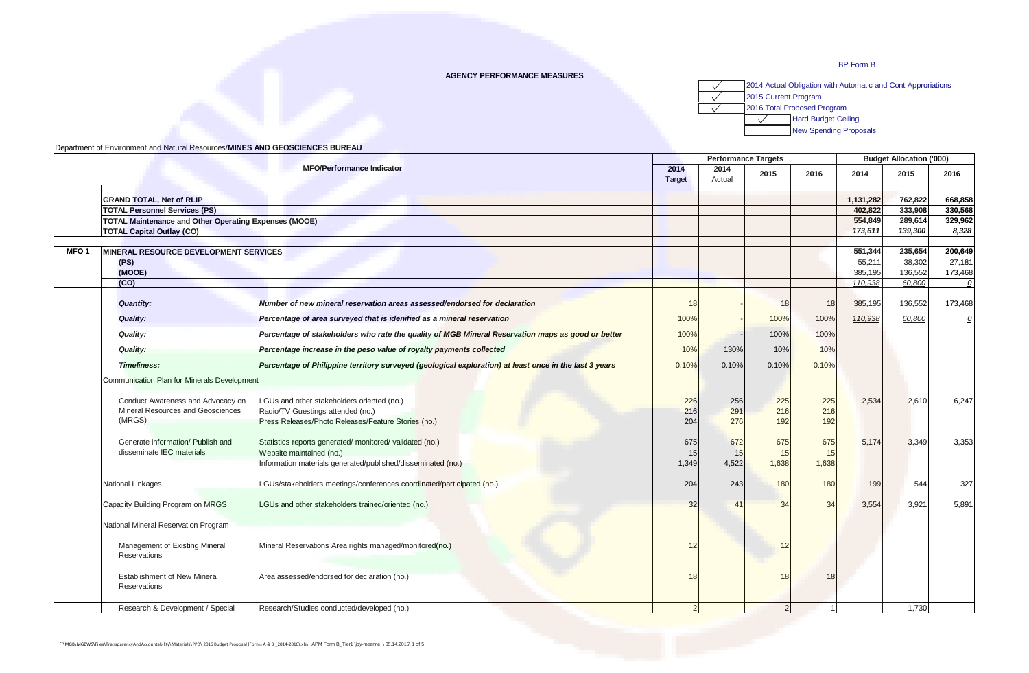BP Form B

**AGENCY PERFORMANCE MEASURES**

| | |
|---|---|
| ✓ | 2014 Actual Obligation with Automatic and Cont Approriations |
| ✓ | 2015 Current Program |
| ✓ | 2016 Total Proposed Program |
| ✓ | Hard Budget Ceiling |
| | New Spending Proposals |

Department of Environment and Natural Resources/**MINES AND GEOSCIENCES BUREAU**

| | MFO/Performance Indicator | | Performance Targets | | | | Budget Allocation ('000) | | |
|---|---|---|---|---|---|---|---|---|---|
| | | | 2014 Target | 2014 Actual | 2015 | 2016 | 2014 | 2015 | 2016 |
| | **GRAND TOTAL, Net of RLIP** | | | | | | **1,131,282** | **762,822** | **668,858** |
| | **TOTAL Personnel Services (PS)** | | | | | | **402,822** | **333,908** | **330,568** |
| | **TOTAL Maintenance and Other Operating Expenses (MOOE)** | | | | | | **554,849** | **289,614** | **329,962** |
| | **TOTAL Capital Outlay (CO)** | | | | | | **173,611** | **139,300** | **8,328** |
| **MFO 1** | **MINERAL RESOURCE DEVELOPMENT SERVICES** | | | | | | **551,344** | **235,654** | **200,649** |
| | **(PS)** | | | | | | 55,211 | 38,302 | 27,181 |
| | **(MOOE)** | | | | | | 385,195 | 136,552 | 173,468 |
| | **(CO)** | | | | | | 110,938 | 60,800 | 0 |
| | ***Quantity:*** | ***Number of new mineral reservation areas assessed/endorsed for declaration*** | 18 | - | 18 | 18 | 385,195 | 136,552 | 173,468 |
| | ***Quality:*** | ***Percentage of area surveyed that is idenified as a mineral reservation*** | 100% | - | 100% | 100% | 110,938 | 60,800 | 0 |
| | ***Quality:*** | ***Percentage of stakeholders who rate the quality of MGB Mineral Reservation maps as good or better*** | 100% | - | 100% | 100% | | | |
| | ***Quality:*** | ***Percentage increase in the peso value of royalty payments collected*** | 10% | 130% | 10% | 10% | | | |
| | ***Timeliness:*** | ***Percentage of Philippine territory surveyed (geological exploration) at least once in the last 3 years*** | 0.10% | 0.10% | 0.10% | 0.10% | | | |
| | Communication Plan for Minerals Development | | | | | | | | |
| | Conduct Awareness and Advocacy on Mineral Resources and Geosciences (MRGS) | LGUs and other stakeholders oriented (no.) | 226 | 256 | 225 | 225 | 2,534 | 2,610 | 6,247 |
| | | Radio/TV Guestings attended (no.) | 216 | 291 | 216 | 216 | | | |
| | | Press Releases/Photo Releases/Feature Stories (no.) | 204 | 276 | 192 | 192 | | | |
| | Generate information/ Publish and disseminate IEC materials | Statistics reports generated/ monitored/ validated (no.) | 675 | 672 | 675 | 675 | 5,174 | 3,349 | 3,353 |
| | | Website maintained (no.) | 15 | 15 | 15 | 15 | | | |
| | | Information materials generated/published/disseminated (no.) | 1,349 | 4,522 | 1,638 | 1,638 | | | |
| | National Linkages | LGUs/stakeholders meetings/conferences coordinated/participated (no.) | 204 | 243 | 180 | 180 | 199 | 544 | 327 |
| | Capacity Building Program on MRGS | LGUs and other stakeholders trained/oriented (no.) | 32 | 41 | 34 | 34 | 3,554 | 3,921 | 5,891 |
| | National Mineral Reservation Program | | | | | | | | |
| | Management of Existing Mineral Reservations | Mineral Reservations Area rights managed/monitored(no.) | 12 | | 12 | | | | |
| | Establishment of New Mineral Reservations | Area assessed/endorsed for declaration (no.) | 18 | | 18 | 18 | | | |
| | Research & Development / Special | Research/Studies conducted/developed (no.) | 2 | | 2 | 1 | | 1,730 | |

F:\MGB\MGBWS\Files\TransparencyAndAccountability\Materials\PPD\ 2016 Budget Proposal (Forms A & B _2014-2016).xls\ APM Form B_Tier1 \joy-meanne \ 05.14.2015\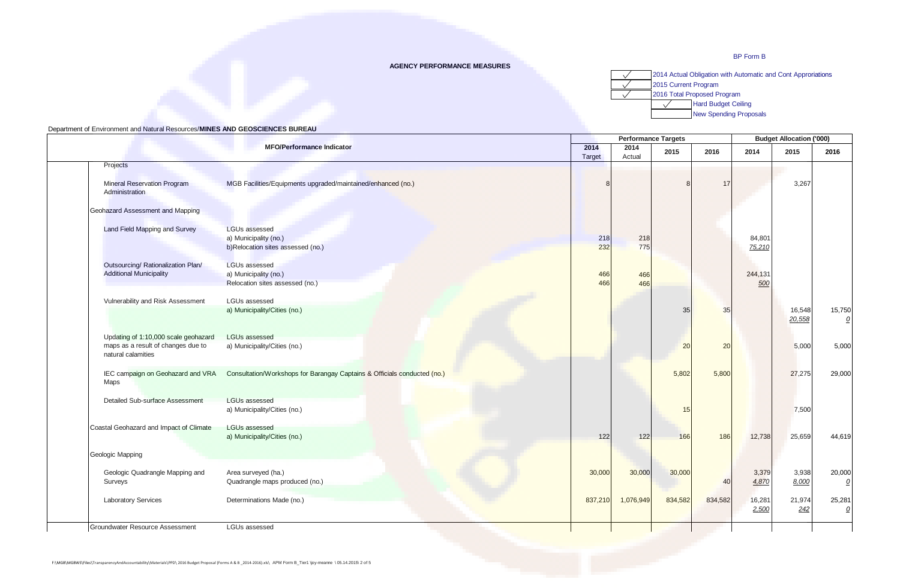BP Form B

**AGENCY PERFORMANCE MEASURES**

| | |
|---|---|
| ✓ | 2014 Actual Obligation with Automatic and Cont Appropriations |
| ✓ | 2015 Current Program |
| ✓ | 2016 Total Proposed Program |
| ✓ | Hard Budget Ceiling |
| | New Spending Proposals |

Department of Environment and Natural Resources/**MINES AND GEOSCIENCES BUREAU**

| MFO/Performance Indicator | | Performance Targets | | | | Budget Allocation ('000) | | |
|---|---|---|---|---|---|---|---|---|
| | | 2014 Target | 2014 Actual | 2015 | 2016 | 2014 | 2015 | 2016 |
| Projects | | | | | | | | |
| Mineral Reservation Program Administration | MGB Facilities/Equipments upgraded/maintained/enhanced (no.) | 8 | | 8 | 17 | | 3,267 | |
| Geohazard Assessment and Mapping | | | | | | | | |
| Land Field Mapping and Survey | LGUs assessed | | | | | | | |
| | a) Municipality (no.) | 218 | 218 | | | 84,801 | | |
| | b)Relocation sites assessed (no.) | 232 | 775 | | | _75,210_ | | |
| Outsourcing/ Rationalization Plan/ Additional Municipality | LGUs assessed | | | | | | | |
| | a) Municipality (no.) | 466 | 466 | | | 244,131 | | |
| | Relocation sites assessed (no.) | 466 | 466 | | | _500_ | | |
| Vulnerability and Risk Assessment | LGUs assessed | | | | | | | |
| | a) Municipality/Cities (no.) | | | 35 | 35 | | 16,548<br>_20,558_ | 15,750<br>_0_ |
| Updating of 1:10,000 scale geohazard maps as a result of changes due to natural calamities | LGUs assessed | | | | | | | |
| | a) Municipality/Cities (no.) | | | 20 | 20 | | 5,000 | 5,000 |
| IEC campaign on Geohazard and VRA Maps | Consultation/Workshops for Barangay Captains & Officials conducted (no.) | | | 5,802 | 5,800 | | 27,275 | 29,000 |
| Detailed Sub-surface Assessment | LGUs assessed | | | | | | | |
| | a) Municipality/Cities (no.) | | | 15 | | | 7,500 | |
| Coastal Geohazard and Impact of Climate | LGUs assessed | | | | | | | |
| | a) Municipality/Cities (no.) | 122 | 122 | 166 | 186 | 12,738 | 25,659 | 44,619 |
| Geologic Mapping | | | | | | | | |
| Geologic Quadrangle Mapping and Surveys | Area surveyed (ha.) | 30,000 | 30,000 | 30,000 | | 3,379 | 3,938 | 20,000 |
| | Quadrangle maps produced (no.) | | | | 40 | _4,870_ | _8,000_ | _0_ |
| Laboratory Services | Determinations Made (no.) | 837,210 | 1,076,949 | 834,582 | 834,582 | 16,281<br>_2,500_ | 21,974<br>_242_ | 25,281<br>_0_ |
| Groundwater Resource Assessment | LGUs assessed | | | | | | | |

F:\MGB\MGBWS\Files\TransparencyAndAccountability\Materials\PPD\ 2016 Budget Proposal (Forms A & B _2014-2016).xls\ APM Form B_Tier1 \joy-meanne \ 05.14.2015\ 2 of 5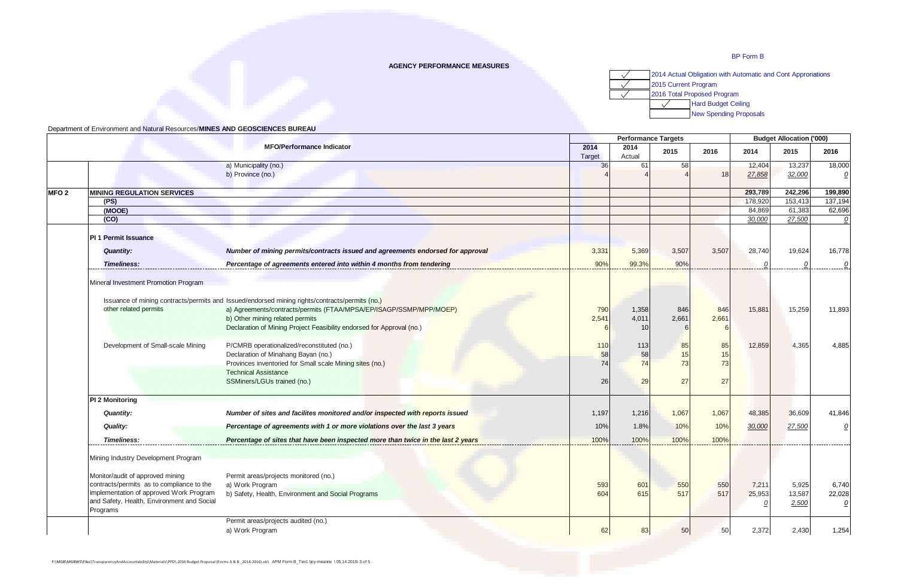BP Form B

**AGENCY PERFORMANCE MEASURES**

| | |
|---|---|
| ✓ | 2014 Actual Obligation with Automatic and Cont Approriations |
| ✓ | 2015 Current Program |
| ✓ | 2016 Total Proposed Program |
| ✓ | Hard Budget Ceiling |
| | New Spending Proposals |

Department of Environment and Natural Resources/**MINES AND GEOSCIENCES BUREAU**

| | | MFO/Performance Indicator | 2014 Target | 2014 Actual | 2015 | 2016 | 2014 | 2015 | 2016 |
|---|---|---|---|---|---|---|---|---|---|
| | | | **Performance Targets** | | | | **Budget Allocation ('000)** | | |
| | | a) Municipality (no.) | 36 | 61 | 58 | | 12,404 | 13,237 | 18,000 |
| | | b) Province (no.) | 4 | 4 | 4 | 18 | 27,858 | 32,000 | 0 |
| **MFO 2** | **MINING REGULATION SERVICES** | | | | | | **293,789** | **242,296** | **199,890** |
| | **(PS)** | | | | | | 178,920 | 153,413 | 137,194 |
| | **(MOOE)** | | | | | | 84,869 | 61,383 | 62,696 |
| | **(CO)** | | | | | | 30,000 | 27,500 | 0 |
| | **PI 1 Permit Issuance** | | | | | | | | |
| | ***Quantity:*** | ***Number of mining permits/contracts issued and agreements endorsed for approval*** | 3,331 | 5,369 | 3,507 | 3,507 | 28,740 | 19,624 | 16,778 |
| | ***Timeliness:*** | ***Percentage of agreements entered into within 4 months from tendering*** | 90% | 99.3% | 90% | | 0 | 0 | 0 |
| | Mineral Investment Promotion Program | | | | | | | | |
| | Issuance of mining contracts/permits and other related permits | Issued/endorsed mining rights/contracts/permits (no.) | | | | | | | |
| | | a) Agreements/contracts/permits (FTAA/MPSA/EP/ISAGP/SSMP/MPP/MOEP) | 790 | 1,358 | 846 | 846 | 15,881 | 15,259 | 11,893 |
| | | b) Other mining related permits | 2,541 | 4,011 | 2,661 | 2,661 | | | |
| | | Declaration of Mining Project Feasibility endorsed for Approval (no.) | 6 | 10 | 6 | 6 | | | |
| | Development of Small-scale Mining | P/CMRB operationalized/reconstituted (no.) | 110 | 113 | 85 | 85 | 12,859 | 4,365 | 4,885 |
| | | Declaration of Minahang Bayan (no.) | 58 | 58 | 15 | 15 | | | |
| | | Provinces inventoried for Small scale Mining sites (no.) | 74 | 74 | 73 | 73 | | | |
| | | Technical Assistance | | | | | | | |
| | | SSMiners/LGUs trained (no.) | 26 | 29 | 27 | 27 | | | |
| | **PI 2 Monitoring** | | | | | | | | |
| | ***Quantity:*** | ***Number of sites and facilites monitored and/or inspected with reports issued*** | 1,197 | 1,216 | 1,067 | 1,067 | 48,385 | 36,609 | 41,846 |
| | ***Quality:*** | ***Percentage of agreements with 1 or more violations over the last 3 years*** | 10% | 1.8% | 10% | 10% | 30,000 | 27,500 | 0 |
| | ***Timeliness:*** | ***Percentage of sites that have been inspected more than twice in the last 2 years*** | 100% | 100% | 100% | 100% | | | |
| | Mining Industry Development Program | | | | | | | | |
| | Monitor/audit of approved mining contracts/permits as to compliance to the implementation of approved Work Program and Safety, Health, Environment and Social Programs | Permit areas/projects monitored (no.) | | | | | | | |
| | | a) Work Program | 593 | 601 | 550 | 550 | 7,211 | 5,925 | 6,740 |
| | | b) Safety, Health, Environment and Social Programs | 604 | 615 | 517 | 517 | 25,953 | 13,587 | 22,028 |
| | | | | | | | 0 | 2,500 | 0 |
| | | Permit areas/projects audited (no.) | | | | | | | |
| | | a) Work Program | 62 | 83 | 50 | 50 | 2,372 | 2,430 | 1,254 |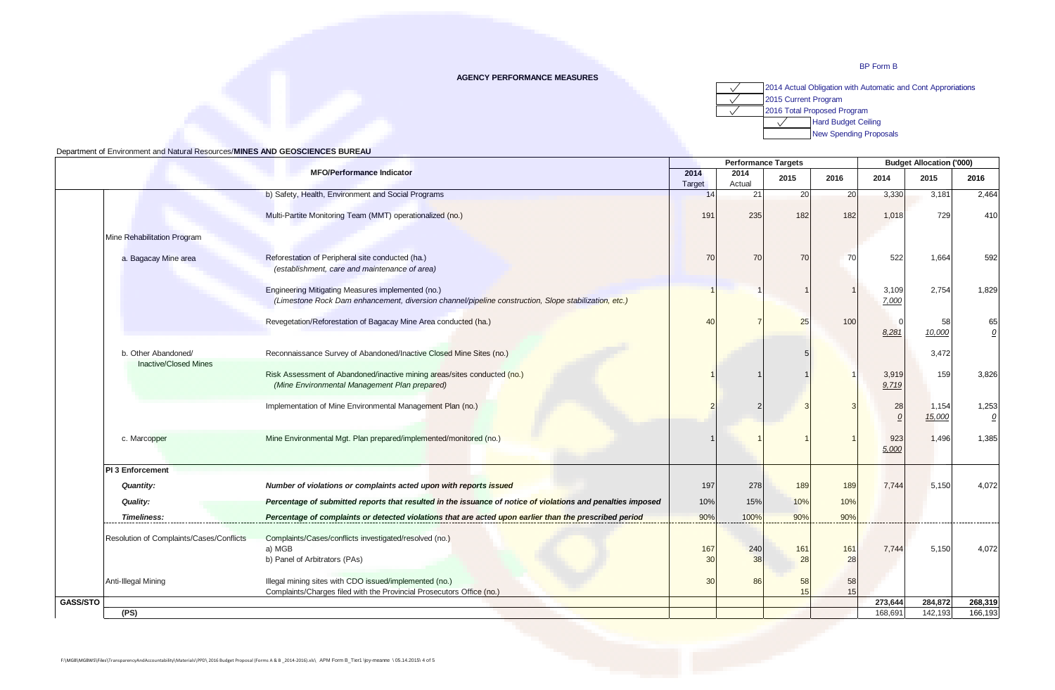BP Form B

**AGENCY PERFORMANCE MEASURES**

| | |
|---|---|
| ✓ | 2014 Actual Obligation with Automatic and Cont Approriations |
| ✓ | 2015 Current Program |
| ✓ | 2016 Total Proposed Program |
| ✓ | Hard Budget Ceiling |
| | New Spending Proposals |

Department of Environment and Natural Resources/**MINES AND GEOSCIENCES BUREAU**

| | | MFO/Performance Indicator | Performance Targets | | | | Budget Allocation ('000) | | |
|---|---|---|---|---|---|---|---|---|---|
| | | | 2014 Target | 2014 Actual | 2015 | 2016 | 2014 | 2015 | 2016 |
| | | b) Safety, Health, Environment and Social Programs | 14 | 21 | 20 | 20 | 3,330 | 3,181 | 2,464 |
| | | Multi-Partite Monitoring Team (MMT) operationalized (no.) | 191 | 235 | 182 | 182 | 1,018 | 729 | 410 |
| | Mine Rehabilitation Program | | | | | | | | |
| | a. Bagacay Mine area | Reforestation of Peripheral site conducted (ha.) *(establishment, care and maintenance of area)* | 70 | 70 | 70 | 70 | 522 | 1,664 | 592 |
| | | Engineering Mitigating Measures implemented (no.) *(Limestone Rock Dam enhancement, diversion channel/pipeline construction, Slope stabilization, etc.)* | 1 | 1 | 1 | 1 | 3,109 <u>7,000</u> | 2,754 | 1,829 |
| | | Revegetation/Reforestation of Bagacay Mine Area conducted (ha.) | 40 | 7 | 25 | 100 | 0 <u>8,281</u> | 58 <u>10,000</u> | 65 <u>0</u> |
| | b. Other Abandoned/ Inactive/Closed Mines | Reconnaissance Survey of Abandoned/Inactive Closed Mine Sites (no.) | | | 5 | | | 3,472 | |
| | | Risk Assessment of Abandoned/inactive mining areas/sites conducted (no.) *(Mine Environmental Management Plan prepared)* | 1 | 1 | 1 | 1 | 3,919 <u>9,719</u> | 159 | 3,826 |
| | | Implementation of Mine Environmental Management Plan (no.) | 2 | 2 | 3 | 3 | 28 <u>0</u> | 1,154 <u>15,000</u> | 1,253 <u>0</u> |
| | c. Marcopper | Mine Environmental Mgt. Plan prepared/implemented/monitored (no.) | 1 | 1 | 1 | 1 | 923 <u>5,000</u> | 1,496 | 1,385 |
| | **PI 3 Enforcement** | | | | | | | | |
| | ***Quantity:*** | ***Number of violations or complaints acted upon with reports issued*** | 197 | 278 | 189 | 189 | 7,744 | 5,150 | 4,072 |
| | ***Quality:*** | ***Percentage of submitted reports that resulted in the issuance of notice of violations and penalties imposed*** | 10% | 15% | 10% | 10% | | | |
| | ***Timeliness:*** | ***Percentage of complaints or detected violations that are acted upon earlier than the prescribed period*** | 90% | 100% | 90% | 90% | | | |
| | Resolution of Complaints/Cases/Conflicts | Complaints/Cases/conflicts investigated/resolved (no.) | | | | | | | |
| | | a) MGB | 167 | 240 | 161 | 161 | 7,744 | 5,150 | 4,072 |
| | | b) Panel of Arbitrators (PAs) | 30 | 38 | 28 | 28 | | | |
| | Anti-Illegal Mining | Illegal mining sites with CDO issued/implemented (no.) | 30 | 86 | 58 | 58 | | | |
| | | Complaints/Charges filed with the Provincial Prosecutors Office (no.) | | | 15 | 15 | | | |
| **GASS/STO** | | | | | | | **273,644** | **284,872** | **268,319** |
| | **(PS)** | | | | | | 168,691 | 142,193 | 166,193 |

F:\MGB\MGBWS\Files\TransparencyAndAccountability\Materials\PFD\ 2016 Budget Proposal (Forms A & B _2014-2016).xls\ APM Form B_Tier1 \joy-meanne \ 05.14.2015\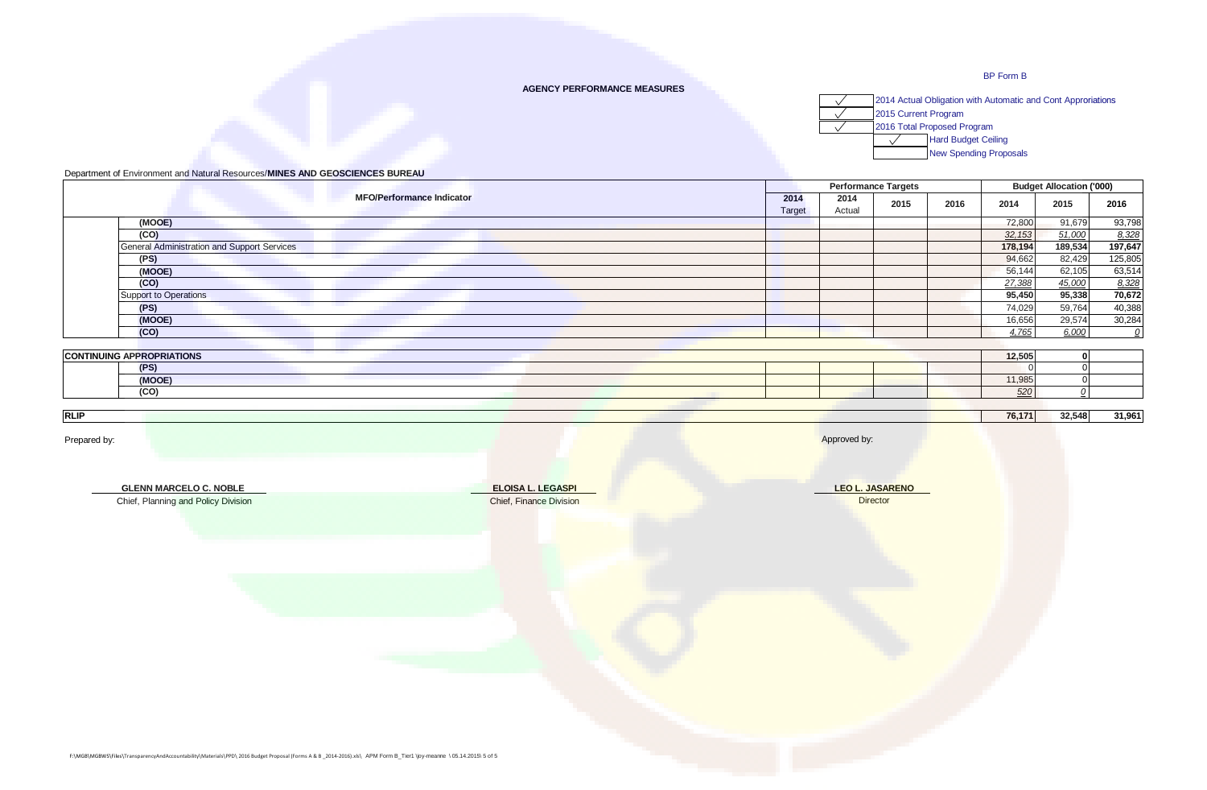BP Form B

**AGENCY PERFORMANCE MEASURES**

| | |
|---|---|
| ✓ | 2014 Actual Obligation with Automatic and Cont Approriations |
| ✓ | 2015 Current Program |
| ✓ | 2016 Total Proposed Program |
| ✓ | Hard Budget Ceiling |
| | New Spending Proposals |

Department of Environment and Natural Resources/**MINES AND GEOSCIENCES BUREAU**

| MFO/Performance Indicator | Performance Targets | | | | Budget Allocation ('000) | | |
|---|---|---|---|---|---|---|---|
| | 2014 Target | 2014 Actual | 2015 | 2016 | 2014 | 2015 | 2016 |
| (MOOE) | | | | | 72,800 | 91,679 | 93,798 |
| (CO) | | | | | 32,153 | 51,000 | 8,328 |
| General Administration and Support Services | | | | | **178,194** | **189,534** | **197,647** |
| (PS) | | | | | 94,662 | 82,429 | 125,805 |
| (MOOE) | | | | | 56,144 | 62,105 | 63,514 |
| (CO) | | | | | 27,388 | 45,000 | 8,328 |
| Support to Operations | | | | | **95,450** | **95,338** | **70,672** |
| (PS) | | | | | 74,029 | 59,764 | 40,388 |
| (MOOE) | | | | | 16,656 | 29,574 | 30,284 |
| (CO) | | | | | 4,765 | 6,000 | 0 |
| **CONTINUING APPROPRIATIONS** | | | | | **12,505** | **0** | |
| (PS) | | | | | 0 | 0 | |
| (MOOE) | | | | | 11,985 | 0 | |
| (CO) | | | | | 520 | 0 | |
| **RLIP** | | | | | **76,171** | **32,548** | **31,961** |

Prepared by:

Approved by:

**GLENN MARCELO C. NOBLE**
Chief, Planning and Policy Division

**ELOISA L. LEGASPI**
Chief, Finance Division

**LEO L. JASARENO**
Director

F:\MGB\MGBWS\Files\TransparencyAndAccountability\Materials\PPD\ 2016 Budget Proposal (Forms A & B _2014-2016).xls\ APM Form B_Tier1 \joy-meanne \ 05.14.2015\ 5 of 5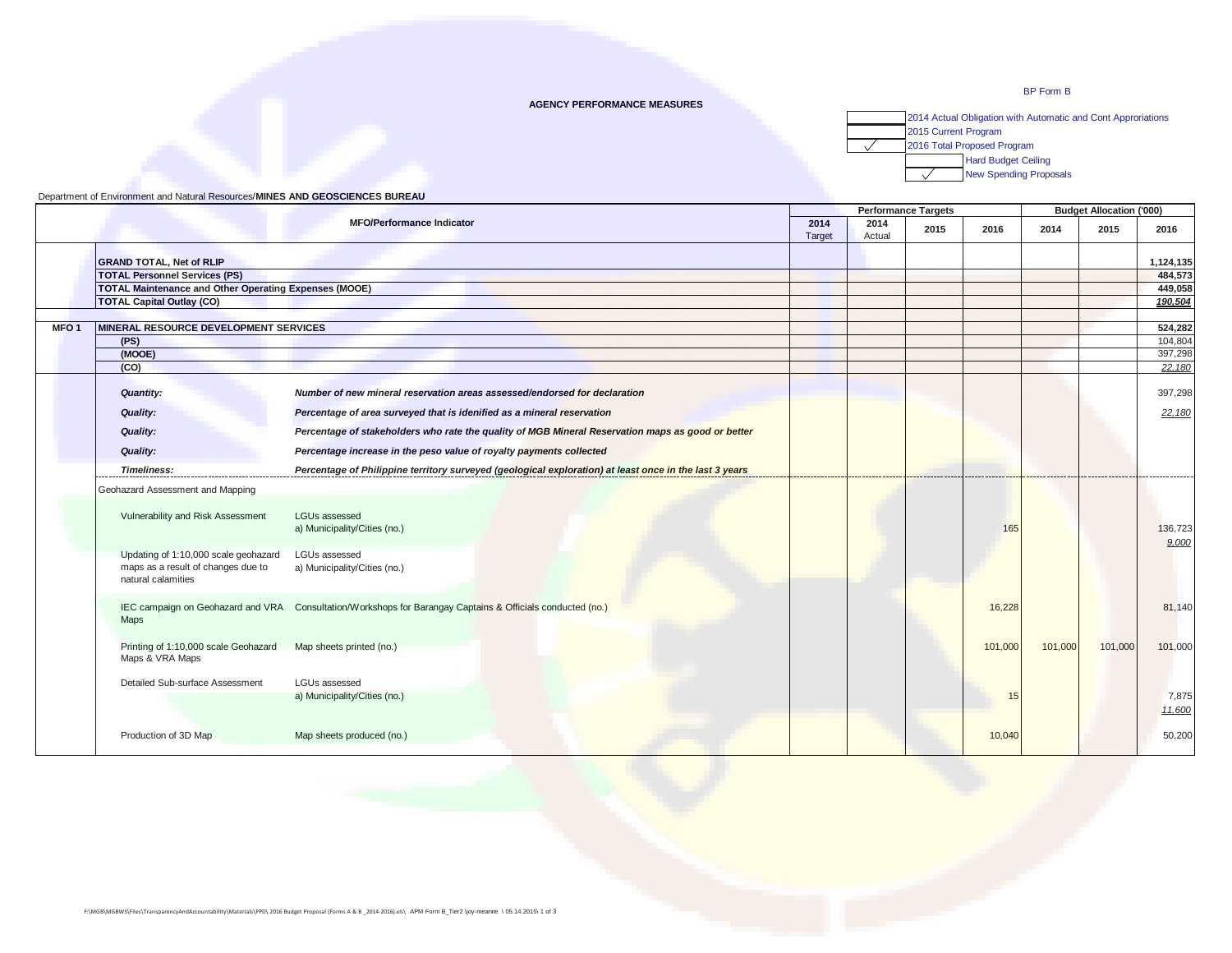BP Form B

**AGENCY PERFORMANCE MEASURES**

| | |
|---|---|
| | 2014 Actual Obligation with Automatic and Cont Approriations |
| | 2015 Current Program |
| ✓ | 2016 Total Proposed Program |
| | Hard Budget Ceiling |
| ✓ | New Spending Proposals |

Department of Environment and Natural Resources/**MINES AND GEOSCIENCES BUREAU**

| | MFO/Performance Indicator | | Performance Targets | | | | Budget Allocation ('000) | | |
|---|---|---|---|---|---|---|---|---|---|
| | | | 2014 Target | 2014 Actual | 2015 | 2016 | 2014 | 2015 | 2016 |
| | **GRAND TOTAL, Net of RLIP** | | | | | | | | **1,124,135** |
| | **TOTAL Personnel Services (PS)** | | | | | | | | **484,573** |
| | **TOTAL Maintenance and Other Operating Expenses (MOOE)** | | | | | | | | **449,058** |
| | **TOTAL Capital Outlay (CO)** | | | | | | | | ***190,504*** |
| **MFO 1** | **MINERAL RESOURCE DEVELOPMENT SERVICES** | | | | | | | | **524,282** |
| | **(PS)** | | | | | | | | 104,804 |
| | **(MOOE)** | | | | | | | | 397,298 |
| | **(CO)** | | | | | | | | *22,180* |
| | ***Quantity:*** | ***Number of new mineral reservation areas assessed/endorsed for declaration*** | | | | | | | 397,298 |
| | ***Quality:*** | ***Percentage of area surveyed that is idenified as a mineral reservation*** | | | | | | | *22,180* |
| | ***Quality:*** | ***Percentage of stakeholders who rate the quality of MGB Mineral Reservation maps as good or better*** | | | | | | | |
| | ***Quality:*** | ***Percentage increase in the peso value of royalty payments collected*** | | | | | | | |
| | ***Timeliness:*** | ***Percentage of Philippine territory surveyed (geological exploration) at least once in the last 3 years*** | | | | | | | |
| | Geohazard Assessment and Mapping | | | | | | | | |
| | Vulnerability and Risk Assessment | LGUs assessed<br>a) Municipality/Cities (no.) | | | | 165 | | | 136,723<br>*9,000* |
| | Updating of 1:10,000 scale geohazard maps as a result of changes due to natural calamities | LGUs assessed<br>a) Municipality/Cities (no.) | | | | | | | |
| | IEC campaign on Geohazard and VRA Maps | Consultation/Workshops for Barangay Captains & Officials conducted (no.) | | | | 16,228 | | | 81,140 |
| | Printing of 1:10,000 scale Geohazard Maps & VRA Maps | Map sheets printed (no.) | | | | 101,000 | 101,000 | 101,000 | 101,000 |
| | Detailed Sub-surface Assessment | LGUs assessed<br>a) Municipality/Cities (no.) | | | | 15 | | | 7,875<br>*11,600* |
| | Production of 3D Map | Map sheets produced (no.) | | | | 10,040 | | | 50,200 |

F:\MGB\MGBWS\Files\TransparencyAndAccountability\Materials\PPD\ 2016 Budget Proposal (Forms A & B _2014-2016).xls\ APM Form B_Tier2 \joy-meanne \ 05.14.2015\ 1 of 3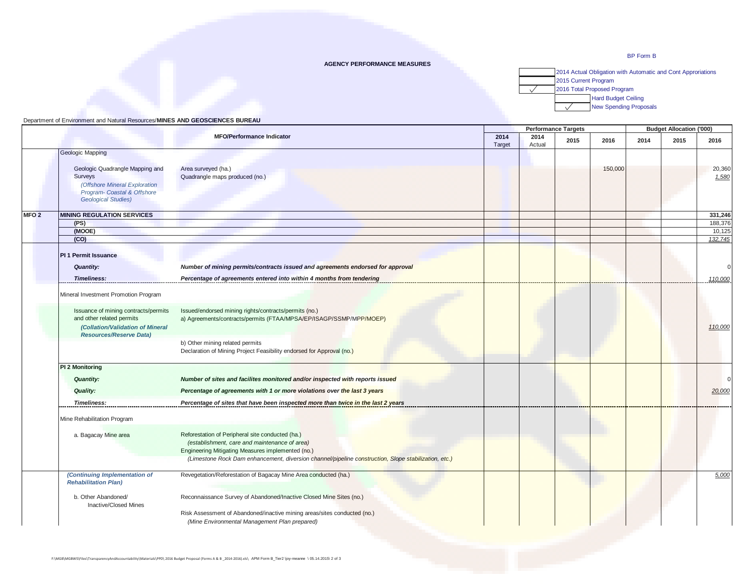BP Form B

**AGENCY PERFORMANCE MEASURES**

| | |
|---|---|
| | 2014 Actual Obligation with Automatic and Cont Appropriations |
| | 2015 Current Program |
| √ | 2016 Total Proposed Program |
| | Hard Budget Ceiling |
| √ | New Spending Proposals |

Department of Environment and Natural Resources/**MINES AND GEOSCIENCES BUREAU**

| | MFO/Performance Indicator | | Performance Targets | | | | Budget Allocation ('000) | | |
|---|---|---|---|---|---|---|---|---|---|
| | | | 2014 Target | 2014 Actual | 2015 | 2016 | 2014 | 2015 | 2016 |
| | Geologic Mapping | | | | | | | | |
| | Geologic Quadrangle Mapping and Surveys *(Offshore Mineral Exploration Program- Coastal & Offshore Geological Studies)* | Area surveyed (ha.) | | | | 150,000 | | | 20,360 |
| | | Quadrangle maps produced (no.) | | | | | | | 1,580 |
| **MFO 2** | **MINING REGULATION SERVICES** | | | | | | | | **331,246** |
| | **(PS)** | | | | | | | | 188,376 |
| | **(MOOE)** | | | | | | | | 10,125 |
| | **(CO)** | | | | | | | | 132,745 |
| | **PI 1 Permit Issuance** | | | | | | | | |
| | ***Quantity:*** | ***Number of mining permits/contracts issued and agreements endorsed for approval*** | | | | | | | 0 |
| | ***Timeliness:*** | ***Percentage of agreements entered into within 4 months from tendering*** | | | | | | | 110,000 |
| | Mineral Investment Promotion Program | | | | | | | | |
| | Issuance of mining contracts/permits and other related permits ***(Collation/Validation of Mineral Resources/Reserve Data)*** | Issued/endorsed mining rights/contracts/permits (no.) a) Agreements/contracts/permits (FTAA/MPSA/EP/ISAGP/SSMP/MPP/MOEP) | | | | | | | 110,000 |
| | | b) Other mining related permits | | | | | | | |
| | | Declaration of Mining Project Feasibility endorsed for Approval (no.) | | | | | | | |
| | **PI 2 Monitoring** | | | | | | | | |
| | ***Quantity:*** | ***Number of sites and facilites monitored and/or inspected with reports issued*** | | | | | | | 0 |
| | ***Quality:*** | ***Percentage of agreements with 1 or more violations over the last 3 years*** | | | | | | | 20,000 |
| | ***Timeliness:*** | ***Percentage of sites that have been inspected more than twice in the last 2 years*** | | | | | | | |
| | Mine Rehabilitation Program | | | | | | | | |
| | a. Bagacay Mine area | Reforestation of Peripheral site conducted (ha.) *(establishment, care and maintenance of area)* | | | | | | | |
| | | Engineering Mitigating Measures implemented (no.) *(Limestone Rock Dam enhancement, diversion channel/pipeline construction, Slope stabilization, etc.)* | | | | | | | |
| | ***(Continuing Implementation of Rehabilitation Plan)*** | Revegetation/Reforestation of Bagacay Mine Area conducted (ha.) | | | | | | | 5,000 |
| | b. Other Abandoned/ Inactive/Closed Mines | Reconnaissance Survey of Abandoned/Inactive Closed Mine Sites (no.) | | | | | | | |
| | | Risk Assessment of Abandoned/inactive mining areas/sites conducted (no.) *(Mine Environmental Management Plan prepared)* | | | | | | | |

F:\MGB\MGBWS\Files\TransparencyAndAccountability\Materials\PPD\ 2016 Budget Proposal (Forms A & B _2014-2016).xls\ APM Form B_Tier2 \joy-meanne \ 05.14.2015\ 2 of 3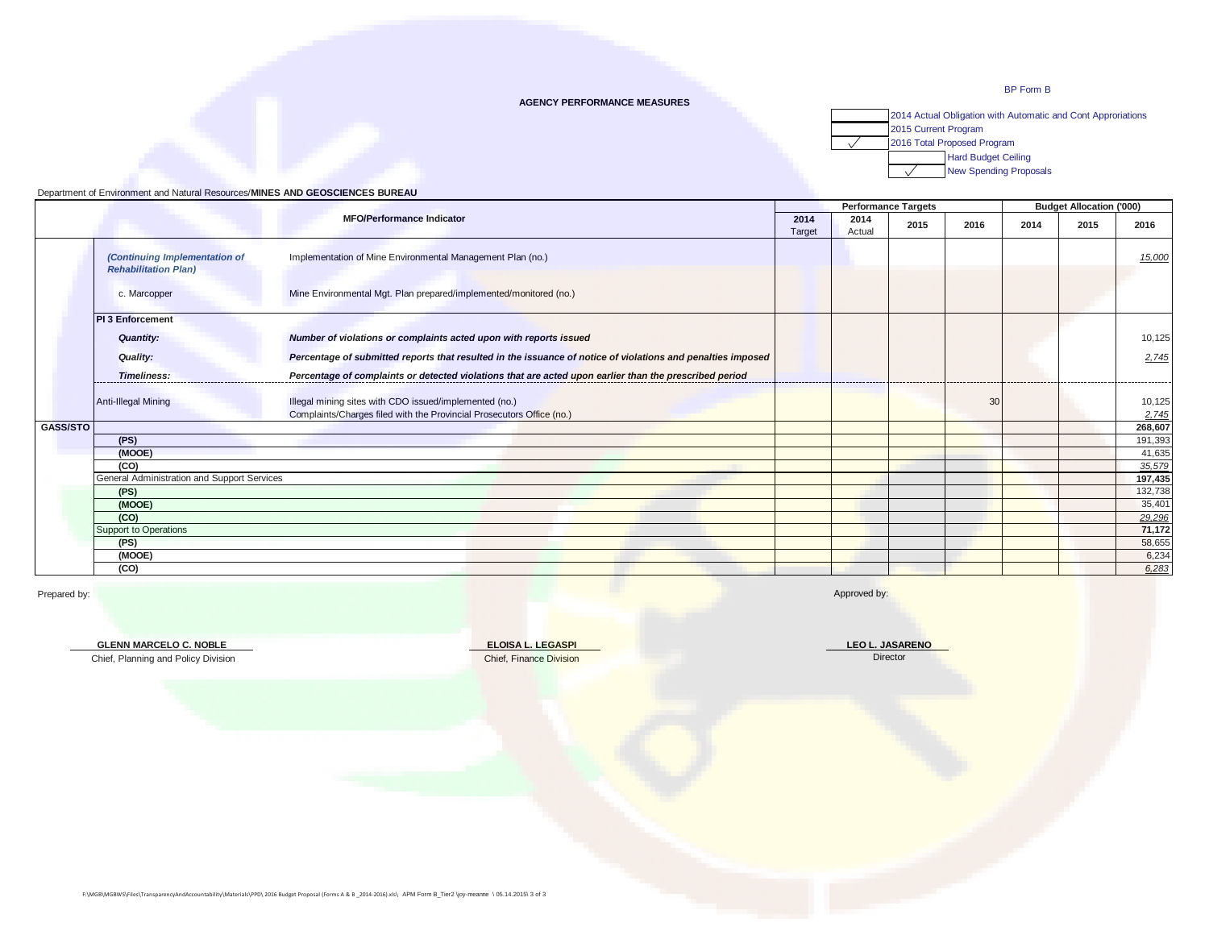BP Form B

**AGENCY PERFORMANCE MEASURES**

| | |
|---|---|
| | 2014 Actual Obligation with Automatic and Cont Approriations |
| | 2015 Current Program |
| ✓ | 2016 Total Proposed Program |
| | Hard Budget Ceiling |
| ✓ | New Spending Proposals |

Department of Environment and Natural Resources/**MINES AND GEOSCIENCES BUREAU**

| | | MFO/Performance Indicator | Performance Targets | | | | Budget Allocation ('000) | | |
|---|---|---|---|---|---|---|---|---|---|
| | | | 2014 Target | 2014 Actual | 2015 | 2016 | 2014 | 2015 | 2016 |
| | *(Continuing Implementation of Rehabilitation Plan)* | Implementation of Mine Environmental Management Plan (no.) | | | | | | | 15,000 |
| | c. Marcopper | Mine Environmental Mgt. Plan prepared/implemented/monitored (no.) | | | | | | | |
| | **PI 3 Enforcement** | | | | | | | | |
| | ***Quantity:*** | ***Number of violations or complaints acted upon with reports issued*** | | | | | | | 10,125 |
| | ***Quality:*** | ***Percentage of submitted reports that resulted in the issuance of notice of violations and penalties imposed*** | | | | | | | 2,745 |
| | ***Timeliness:*** | ***Percentage of complaints or detected violations that are acted upon earlier than the prescribed period*** | | | | | | | |
| | Anti-Illegal Mining | Illegal mining sites with CDO issued/implemented (no.) | | | | 30 | | | 10,125 |
| | | Complaints/Charges filed with the Provincial Prosecutors Office (no.) | | | | | | | 2,745 |
| **GASS/STO** | | | | | | | | | **268,607** |
| | **(PS)** | | | | | | | | 191,393 |
| | **(MOOE)** | | | | | | | | 41,635 |
| | **(CO)** | | | | | | | | 35,579 |
| | General Administration and Support Services | | | | | | | | **197,435** |
| | **(PS)** | | | | | | | | 132,738 |
| | **(MOOE)** | | | | | | | | 35,401 |
| | **(CO)** | | | | | | | | 29,296 |
| | Support to Operations | | | | | | | | **71,172** |
| | **(PS)** | | | | | | | | 58,655 |
| | **(MOOE)** | | | | | | | | 6,234 |
| | **(CO)** | | | | | | | | 6,283 |

Prepared by:

**GLENN MARCELO C. NOBLE**
Chief, Planning and Policy Division

**ELOISA L. LEGASPI**
Chief, Finance Division

Approved by:

**LEO L. JASARENO**
Director

F:\MGB\MGBWS\Files\TransparencyAndAccountability\Materials\PPD\ 2016 Budget Proposal (Forms A & B _2014-2016).xls\ APM Form B_Tier2 \joy-meanne \ 05.14.2015\ 3 of 3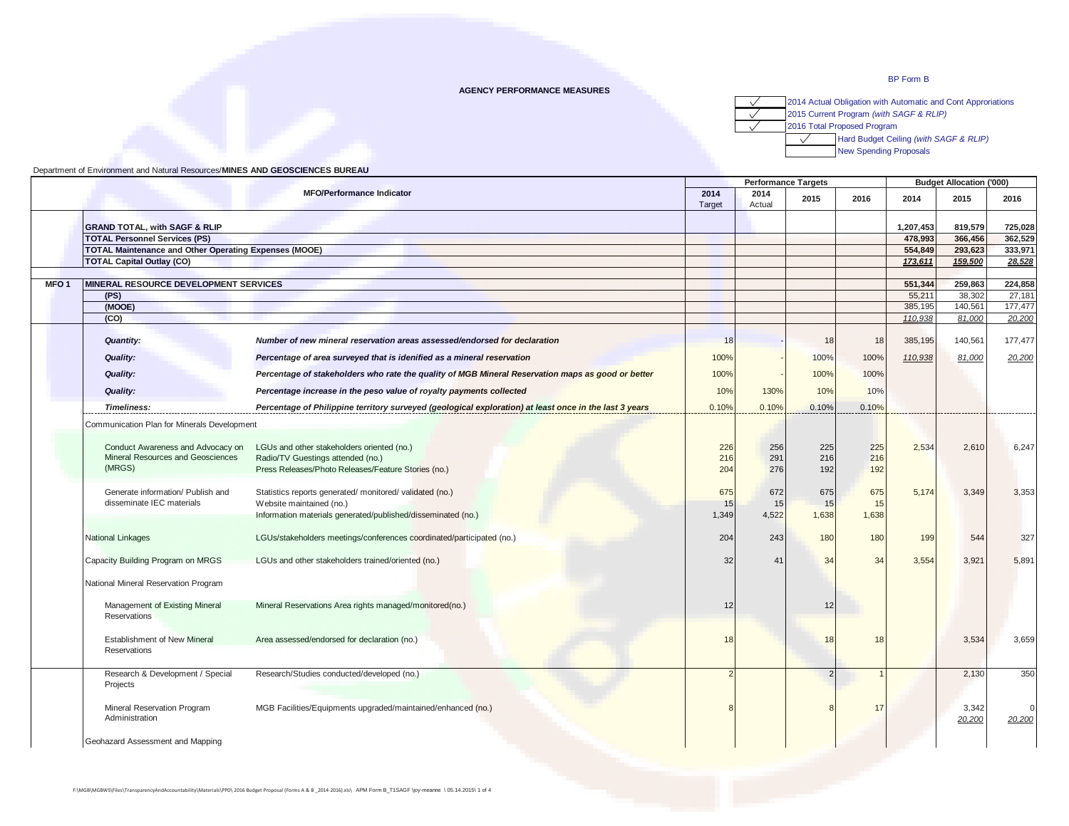BP Form B

**AGENCY PERFORMANCE MEASURES**

- ✓ 2014 Actual Obligation with Automatic and Cont Appropriations
- ✓ 2015 Current Program *(with SAGF & RLIP)*
- ✓ 2016 Total Proposed Program
  - ✓ Hard Budget Ceiling *(with SAGF & RLIP)*
  - New Spending Proposals

Department of Environment and Natural Resources/**MINES AND GEOSCIENCES BUREAU**

| | MFO/Performance Indicator | | Performance Targets | | | | Budget Allocation ('000) | | |
|---|---|---|---|---|---|---|---|---|---|
| | | | 2014 Target | 2014 Actual | 2015 | 2016 | 2014 | 2015 | 2016 |
| | **GRAND TOTAL, with SAGF & RLIP** | | | | | | **1,207,453** | **819,579** | **725,028** |
| | **TOTAL Personnel Services (PS)** | | | | | | **478,993** | **366,456** | **362,529** |
| | **TOTAL Maintenance and Other Operating Expenses (MOOE)** | | | | | | **554,849** | **293,623** | **333,971** |
| | **TOTAL Capital Outlay (CO)** | | | | | | **173,611** | **159,500** | **28,528** |
| **MFO 1** | **MINERAL RESOURCE DEVELOPMENT SERVICES** | | | | | | **551,344** | **259,863** | **224,858** |
| | **(PS)** | | | | | | 55,211 | 38,302 | 27,181 |
| | **(MOOE)** | | | | | | 385,195 | 140,561 | 177,477 |
| | **(CO)** | | | | | | 110,938 | 81,000 | 20,200 |
| | ***Quantity:*** | ***Number of new mineral reservation areas assessed/endorsed for declaration*** | 18 | - | 18 | 18 | 385,195 | 140,561 | 177,477 |
| | ***Quality:*** | ***Percentage of area surveyed that is idenified as a mineral reservation*** | 100% | - | 100% | 100% | 110,938 | 81,000 | 20,200 |
| | ***Quality:*** | ***Percentage of stakeholders who rate the quality of MGB Mineral Reservation maps as good or better*** | 100% | - | 100% | 100% | | | |
| | ***Quality:*** | ***Percentage increase in the peso value of royalty payments collected*** | 10% | 130% | 10% | 10% | | | |
| | ***Timeliness:*** | ***Percentage of Philippine territory surveyed (geological exploration) at least once in the last 3 years*** | 0.10% | 0.10% | 0.10% | 0.10% | | | |
| | Communication Plan for Minerals Development | | | | | | | | |
| | Conduct Awareness and Advocacy on Mineral Resources and Geosciences (MRGS) | LGUs and other stakeholders oriented (no.) | 226 | 256 | 225 | 225 | 2,534 | 2,610 | 6,247 |
| | | Radio/TV Guestings attended (no.) | 216 | 291 | 216 | 216 | | | |
| | | Press Releases/Photo Releases/Feature Stories (no.) | 204 | 276 | 192 | 192 | | | |
| | Generate information/ Publish and disseminate IEC materials | Statistics reports generated/ monitored/ validated (no.) | 675 | 672 | 675 | 675 | 5,174 | 3,349 | 3,353 |
| | | Website maintained (no.) | 15 | 15 | 15 | 15 | | | |
| | | Information materials generated/published/disseminated (no.) | 1,349 | 4,522 | 1,638 | 1,638 | | | |
| | National Linkages | LGUs/stakeholders meetings/conferences coordinated/participated (no.) | 204 | 243 | 180 | 180 | 199 | 544 | 327 |
| | Capacity Building Program on MRGS | LGUs and other stakeholders trained/oriented (no.) | 32 | 41 | 34 | 34 | 3,554 | 3,921 | 5,891 |
| | National Mineral Reservation Program | | | | | | | | |
| | Management of Existing Mineral Reservations | Mineral Reservations Area rights managed/monitored(no.) | 12 | | 12 | | | | |
| | Establishment of New Mineral Reservations | Area assessed/endorsed for declaration (no.) | 18 | | 18 | 18 | | 3,534 | 3,659 |
| | Research & Development / Special Projects | Research/Studies conducted/developed (no.) | 2 | | 2 | 1 | | 2,130 | 350 |
| | Mineral Reservation Program Administration | MGB Facilities/Equipments upgraded/maintained/enhanced (no.) | 8 | | 8 | 17 | | 3,342<br>20,200 | 0<br>20,200 |
| | Geohazard Assessment and Mapping | | | | | | | | |

F:\MGB\MGBWS\Files\TransparencyAndAccountability\Materials\PPD\ 2016 Budget Proposal (Forms A & B _2014-2016).xls\ APM Form B_T1SAGF \joy-meanne \ 05.14.2015\ 1 of 4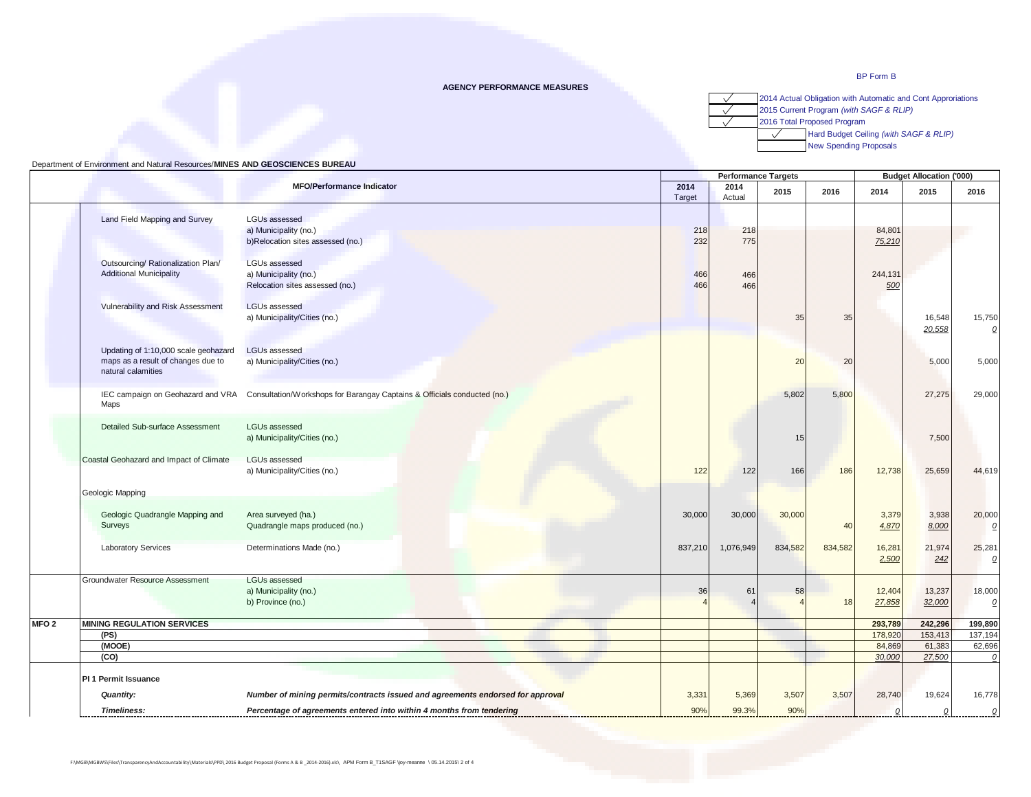BP Form B

**AGENCY PERFORMANCE MEASURES**

| | |
|---|---|
| ✓ | 2014 Actual Obligation with Automatic and Cont Appropriations |
| ✓ | 2015 Current Program *(with SAGF & RLIP)* |
| ✓ | 2016 Total Proposed Program |
| ✓ | Hard Budget Ceiling *(with SAGF & RLIP)* |
| | New Spending Proposals |

Department of Environment and Natural Resources/**MINES AND GEOSCIENCES BUREAU**

| | MFO/Performance Indicator | | Performance Targets 2014 Target | 2014 Actual | 2015 | 2016 | Budget Allocation ('000) 2014 | 2015 | 2016 |
|---|---|---|---|---|---|---|---|---|---|
| | Land Field Mapping and Survey | LGUs assessed | | | | | | | |
| | | a) Municipality (no.) | 218 | 218 | | | 84,801 | | |
| | | b)Relocation sites assessed (no.) | 232 | 775 | | | 75,210 | | |
| | Outsourcing/ Rationalization Plan/ Additional Municipality | LGUs assessed | | | | | | | |
| | | a) Municipality (no.) | 466 | 466 | | | 244,131 | | |
| | | Relocation sites assessed (no.) | 466 | 466 | | | 500 | | |
| | Vulnerability and Risk Assessment | LGUs assessed | | | | | | | |
| | | a) Municipality/Cities (no.) | | | 35 | 35 | | 16,548 | 15,750 |
| | | | | | | | | 20,558 | 0 |
| | Updating of 1:10,000 scale geohazard maps as a result of changes due to natural calamities | LGUs assessed | | | | | | | |
| | | a) Municipality/Cities (no.) | | | 20 | 20 | | 5,000 | 5,000 |
| | IEC campaign on Geohazard and VRA Maps | Consultation/Workshops for Barangay Captains & Officials conducted (no.) | | | 5,802 | 5,800 | | 27,275 | 29,000 |
| | Detailed Sub-surface Assessment | LGUs assessed | | | | | | | |
| | | a) Municipality/Cities (no.) | | | 15 | | | 7,500 | |
| | Coastal Geohazard and Impact of Climate | LGUs assessed | | | | | | | |
| | | a) Municipality/Cities (no.) | 122 | 122 | 166 | 186 | 12,738 | 25,659 | 44,619 |
| | Geologic Mapping | | | | | | | | |
| | Geologic Quadrangle Mapping and Surveys | Area surveyed (ha.) | 30,000 | 30,000 | 30,000 | | 3,379 | 3,938 | 20,000 |
| | | Quadrangle maps produced (no.) | | | | 40 | 4,870 | 8,000 | 0 |
| | Laboratory Services | Determinations Made (no.) | 837,210 | 1,076,949 | 834,582 | 834,582 | 16,281 | 21,974 | 25,281 |
| | | | | | | | 2,500 | 242 | 0 |
| | Groundwater Resource Assessment | LGUs assessed | | | | | | | |
| | | a) Municipality (no.) | 36 | 61 | 58 | | 12,404 | 13,237 | 18,000 |
| | | b) Province (no.) | 4 | 4 | 4 | 18 | 27,858 | 32,000 | 0 |
| **MFO 2** | **MINING REGULATION SERVICES** | | | | | | **293,789** | **242,296** | **199,890** |
| | **(PS)** | | | | | | 178,920 | 153,413 | 137,194 |
| | **(MOOE)** | | | | | | 84,869 | 61,383 | 62,696 |
| | **(CO)** | | | | | | 30,000 | 27,500 | 0 |
| | **PI 1 Permit Issuance** | | | | | | | | |
| | ***Quantity:*** | ***Number of mining permits/contracts issued and agreements endorsed for approval*** | 3,331 | 5,369 | 3,507 | 3,507 | 28,740 | 19,624 | 16,778 |
| | ***Timeliness:*** | ***Percentage of agreements entered into within 4 months from tendering*** | 90% | 99.3% | 90% | | 0 | 0 | 0 |

F:\MGB\MGBWS\Files\TransparencyAndAccountability\Materials\PPD\ 2016 Budget Proposal (Forms A & B _2014-2016).xls\ APM Form B_T1SAGF \joy-meanne \ 05.14.2015\ 2 of 4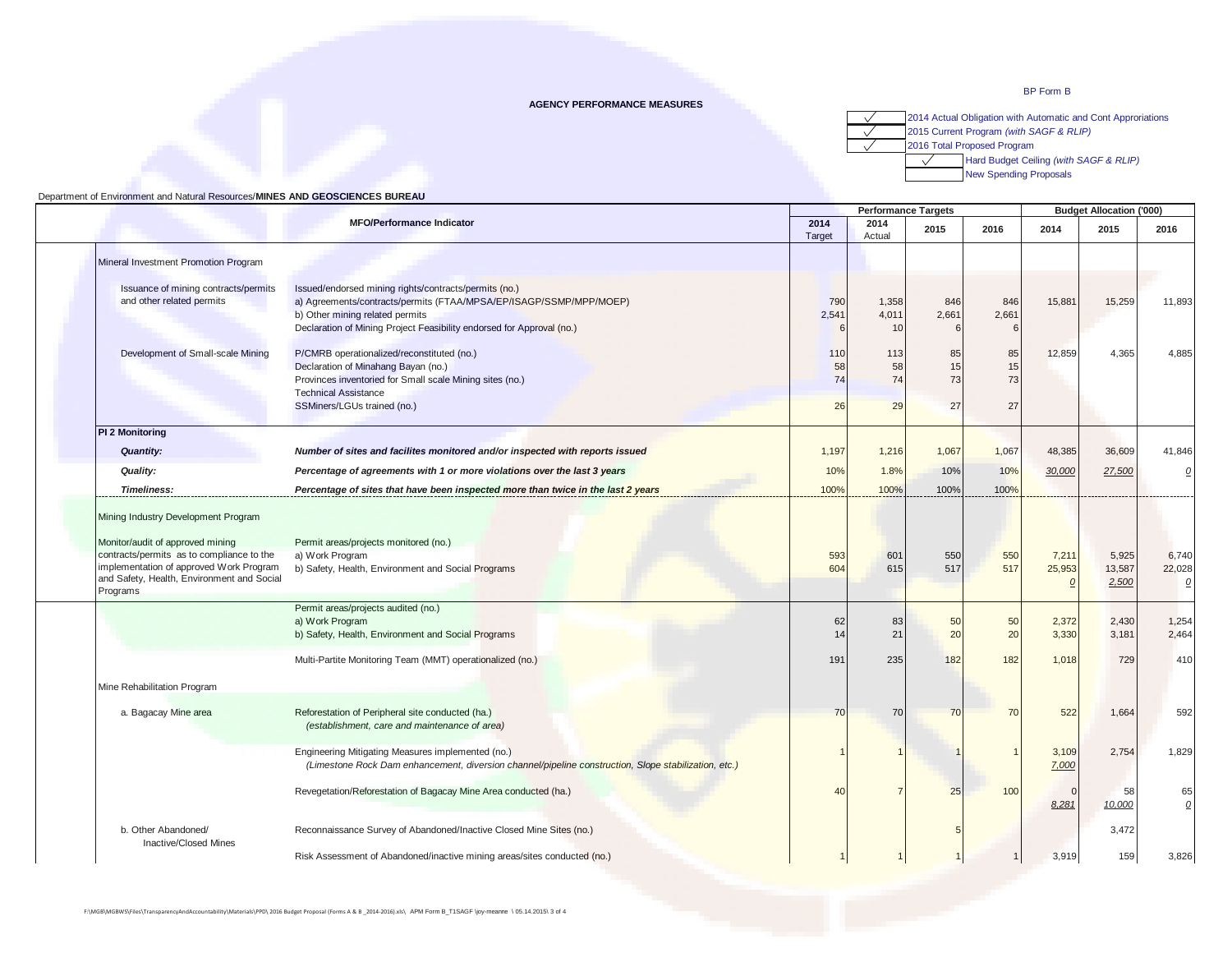BP Form B

**AGENCY PERFORMANCE MEASURES**

| | |
|---|---|
| ✓ | 2014 Actual Obligation with Automatic and Cont Appropriations |
| ✓ | 2015 Current Program *(with SAGF & RLIP)* |
| ✓ | 2016 Total Proposed Program |
| ✓ | Hard Budget Ceiling *(with SAGF & RLIP)* |
| | New Spending Proposals |

Department of Environment and Natural Resources/**MINES AND GEOSCIENCES BUREAU**

| MFO/Performance Indicator | | Performance Targets 2014 Target | 2014 Actual | 2015 | 2016 | Budget Allocation ('000) 2014 | 2015 | 2016 |
|---|---|---|---|---|---|---|---|---|
| Mineral Investment Promotion Program | | | | | | | | |
| Issuance of mining contracts/permits and other related permits | Issued/endorsed mining rights/contracts/permits (no.) | | | | | | | |
| | a) Agreements/contracts/permits (FTAA/MPSA/EP/ISAGP/SSMP/MPP/MOEP) | 790 | 1,358 | 846 | 846 | 15,881 | 15,259 | 11,893 |
| | b) Other mining related permits | 2,541 | 4,011 | 2,661 | 2,661 | | | |
| | Declaration of Mining Project Feasibility endorsed for Approval (no.) | 6 | 10 | 6 | 6 | | | |
| Development of Small-scale Mining | P/CMRB operationalized/reconstituted (no.) | 110 | 113 | 85 | 85 | 12,859 | 4,365 | 4,885 |
| | Declaration of Minahang Bayan (no.) | 58 | 58 | 15 | 15 | | | |
| | Provinces inventoried for Small scale Mining sites (no.) | 74 | 74 | 73 | 73 | | | |
| | Technical Assistance | | | | | | | |
| | SSMiners/LGUs trained (no.) | 26 | 29 | 27 | 27 | | | |
| **PI 2 Monitoring** | | | | | | | | |
| ***Quantity:*** | ***Number of sites and facilites monitored and/or inspected with reports issued*** | 1,197 | 1,216 | 1,067 | 1,067 | 48,385 | 36,609 | 41,846 |
| ***Quality:*** | ***Percentage of agreements with 1 or more violations over the last 3 years*** | 10% | 1.8% | 10% | 10% | *30,000* | *27,500* | *0* |
| ***Timeliness:*** | ***Percentage of sites that have been inspected more than twice in the last 2 years*** | 100% | 100% | 100% | 100% | | | |
| Mining Industry Development Program | | | | | | | | |
| Monitor/audit of approved mining contracts/permits as to compliance to the implementation of approved Work Program and Safety, Health, Environment and Social Programs | Permit areas/projects monitored (no.) | | | | | | | |
| | a) Work Program | 593 | 601 | 550 | 550 | 7,211 | 5,925 | 6,740 |
| | b) Safety, Health, Environment and Social Programs | 604 | 615 | 517 | 517 | 25,953 | 13,587 | 22,028 |
| | | | | | | *0* | *2,500* | *0* |
| | Permit areas/projects audited (no.) | | | | | | | |
| | a) Work Program | 62 | 83 | 50 | 50 | 2,372 | 2,430 | 1,254 |
| | b) Safety, Health, Environment and Social Programs | 14 | 21 | 20 | 20 | 3,330 | 3,181 | 2,464 |
| | Multi-Partite Monitoring Team (MMT) operationalized (no.) | 191 | 235 | 182 | 182 | 1,018 | 729 | 410 |
| Mine Rehabilitation Program | | | | | | | | |
| a. Bagacay Mine area | Reforestation of Peripheral site conducted (ha.) *(establishment, care and maintenance of area)* | 70 | 70 | 70 | 70 | 522 | 1,664 | 592 |
| | Engineering Mitigating Measures implemented (no.) *(Limestone Rock Dam enhancement, diversion channel/pipeline construction, Slope stabilization, etc.)* | 1 | 1 | 1 | 1 | 3,109 | 2,754 | 1,829 |
| | | | | | | *7,000* | | |
| | Revegetation/Reforestation of Bagacay Mine Area conducted (ha.) | 40 | 7 | 25 | 100 | 0 | 58 | 65 |
| | | | | | | *8,281* | *10,000* | *0* |
| b. Other Abandoned/ Inactive/Closed Mines | Reconnaissance Survey of Abandoned/Inactive Closed Mine Sites (no.) | | | 5 | | | 3,472 | |
| | Risk Assessment of Abandoned/inactive mining areas/sites conducted (no.) | 1 | 1 | 1 | 1 | 3,919 | 159 | 3,826 |

F:\MGB\MGBWS\Files\TransparencyAndAccountability\Materials\PPD\ 2016 Budget Proposal (Forms A & B _2014-2016).xls\ APM Form B_T1SAGF \joy-meanne \ 05.14.2015\ 3 of 4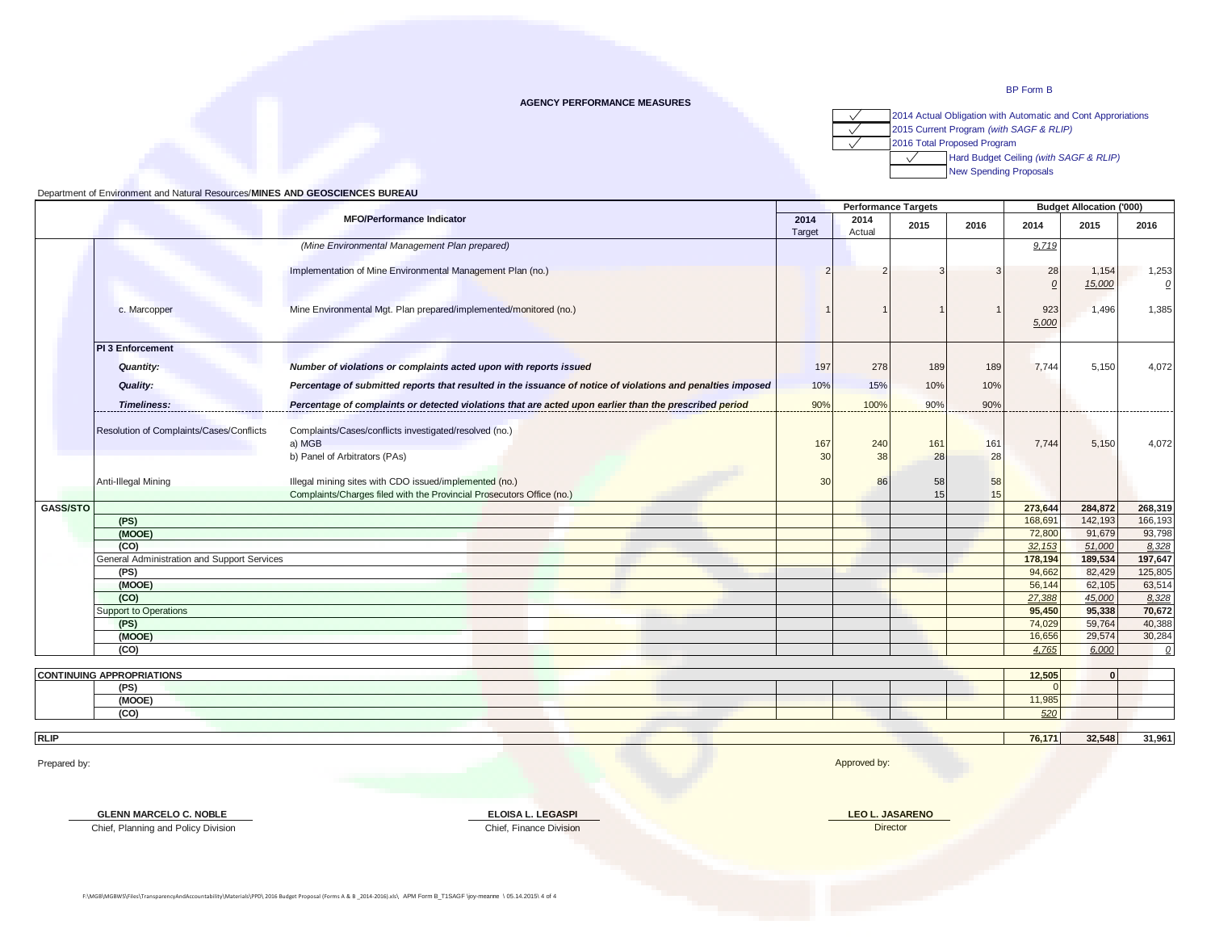BP Form B

**AGENCY PERFORMANCE MEASURES**

| | |
|---|---|
| ✓ | 2014 Actual Obligation with Automatic and Cont Appropriations |
| ✓ | 2015 Current Program *(with SAGF & RLIP)* |
| ✓ | 2016 Total Proposed Program |
| ✓ | Hard Budget Ceiling *(with SAGF & RLIP)* |
| | New Spending Proposals |

Department of Environment and Natural Resources/**MINES AND GEOSCIENCES BUREAU**

| | | MFO/Performance Indicator | Performance Targets 2014 Target | 2014 Actual | 2015 | 2016 | Budget Allocation ('000) 2014 | 2015 | 2016 |
|---|---|---|---|---|---|---|---|---|---|
| | | *(Mine Environmental Management Plan prepared)* | | | | | 9,719 | | |
| | | Implementation of Mine Environmental Management Plan (no.) | 2 | 2 | 3 | 3 | 28 | 1,154 | 1,253 |
| | | | | | | | 0 | 15,000 | 0 |
| | c. Marcopper | Mine Environmental Mgt. Plan prepared/implemented/monitored (no.) | 1 | 1 | 1 | 1 | 923 | 1,496 | 1,385 |
| | | | | | | | 5,000 | | |
| | **PI 3 Enforcement** | | | | | | | | |
| | ***Quantity:*** | ***Number of violations or complaints acted upon with reports issued*** | 197 | 278 | 189 | 189 | 7,744 | 5,150 | 4,072 |
| | ***Quality:*** | ***Percentage of submitted reports that resulted in the issuance of notice of violations and penalties imposed*** | 10% | 15% | 10% | 10% | | | |
| | ***Timeliness:*** | ***Percentage of complaints or detected violations that are acted upon earlier than the prescribed period*** | 90% | 100% | 90% | 90% | | | |
| | Resolution of Complaints/Cases/Conflicts | Complaints/Cases/conflicts investigated/resolved (no.) | | | | | | | |
| | | a) MGB | 167 | 240 | 161 | 161 | 7,744 | 5,150 | 4,072 |
| | | b) Panel of Arbitrators (PAs) | 30 | 38 | 28 | 28 | | | |
| | Anti-Illegal Mining | Illegal mining sites with CDO issued/implemented (no.) | 30 | 86 | 58 | 58 | | | |
| | | Complaints/Charges filed with the Provincial Prosecutors Office (no.) | | | 15 | 15 | | | |
| **GASS/STO** | | | | | | | **273,644** | **284,872** | **268,319** |
| | **(PS)** | | | | | | 168,691 | 142,193 | 166,193 |
| | **(MOOE)** | | | | | | 72,800 | 91,679 | 93,798 |
| | **(CO)** | | | | | | 32,153 | 51,000 | 8,328 |
| | General Administration and Support Services | | | | | | **178,194** | **189,534** | **197,647** |
| | **(PS)** | | | | | | 94,662 | 82,429 | 125,805 |
| | **(MOOE)** | | | | | | 56,144 | 62,105 | 63,514 |
| | **(CO)** | | | | | | 27,388 | 45,000 | 8,328 |
| | Support to Operations | | | | | | **95,450** | **95,338** | **70,672** |
| | **(PS)** | | | | | | 74,029 | 59,764 | 40,388 |
| | **(MOOE)** | | | | | | 16,656 | 29,574 | 30,284 |
| | **(CO)** | | | | | | 4,765 | 6,000 | 0 |
| **CONTINUING APPROPRIATIONS** | | | | | | | **12,505** | **0** | |
| | **(PS)** | | | | | | 0 | | |
| | **(MOOE)** | | | | | | 11,985 | | |
| | **(CO)** | | | | | | 520 | | |
| **RLIP** | | | | | | | **76,171** | **32,548** | **31,961** |

Prepared by:

Approved by:

**GLENN MARCELO C. NOBLE**
Chief, Planning and Policy Division

**ELOISA L. LEGASPI**
Chief, Finance Division

**LEO L. JASARENO**
Director

F:\MGB\MGBWS\Files\TransparencyAndAccountability\Materials\PPD\ 2016 Budget Proposal (Forms A & B _2014-2016).xls\ APM Form B_T1SAGF \joy-meanne \ 05.14.2015\ 4 of 4